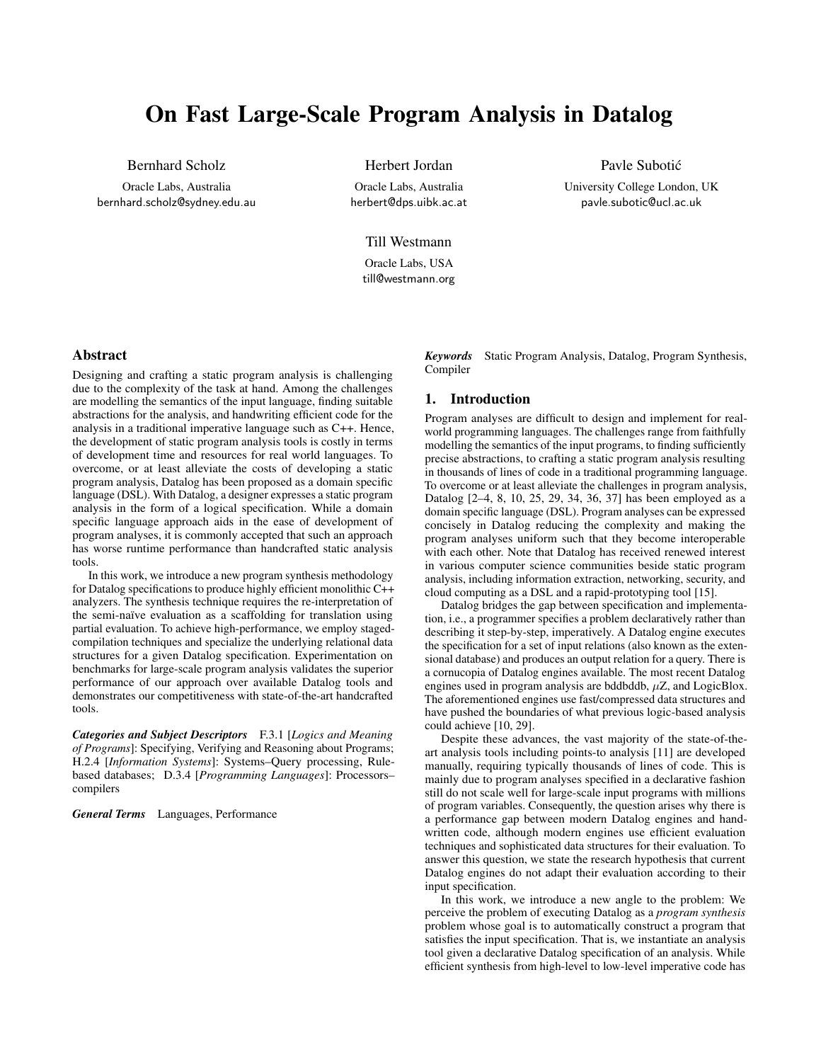# On Fast Large-Scale Program Analysis in Datalog

Bernhard Scholz
Oracle Labs, Australia
bernhard.scholz@sydney.edu.au

Herbert Jordan
Oracle Labs, Australia
herbert@dps.uibk.ac.at

Pavle Subotić
University College London, UK
pavle.subotic@ucl.ac.uk

Till Westmann
Oracle Labs, USA
till@westmann.org

## Abstract

Designing and crafting a static program analysis is challenging due to the complexity of the task at hand. Among the challenges are modelling the semantics of the input language, finding suitable abstractions for the analysis, and handwriting efficient code for the analysis in a traditional imperative language such as C++. Hence, the development of static program analysis tools is costly in terms of development time and resources for real world languages. To overcome, or at least alleviate the costs of developing a static program analysis, Datalog has been proposed as a domain specific language (DSL). With Datalog, a designer expresses a static program analysis in the form of a logical specification. While a domain specific language approach aids in the ease of development of program analyses, it is commonly accepted that such an approach has worse runtime performance than handcrafted static analysis tools.

In this work, we introduce a new program synthesis methodology for Datalog specifications to produce highly efficient monolithic C++ analyzers. The synthesis technique requires the re-interpretation of the semi-naïve evaluation as a scaffolding for translation using partial evaluation. To achieve high-performance, we employ staged-compilation techniques and specialize the underlying relational data structures for a given Datalog specification. Experimentation on benchmarks for large-scale program analysis validates the superior performance of our approach over available Datalog tools and demonstrates our competitiveness with state-of-the-art handcrafted tools.

***Categories and Subject Descriptors*** F.3.1 [*Logics and Meaning of Programs*]: Specifying, Verifying and Reasoning about Programs; H.2.4 [*Information Systems*]: Systems–Query processing, Rule-based databases; D.3.4 [*Programming Languages*]: Processors–compilers

***General Terms*** Languages, Performance

***Keywords*** Static Program Analysis, Datalog, Program Synthesis, Compiler

## 1. Introduction

Program analyses are difficult to design and implement for real-world programming languages. The challenges range from faithfully modelling the semantics of the input programs, to finding sufficiently precise abstractions, to crafting a static program analysis resulting in thousands of lines of code in a traditional programming language. To overcome or at least alleviate the challenges in program analysis, Datalog [2–4, 8, 10, 25, 29, 34, 36, 37] has been employed as a domain specific language (DSL). Program analyses can be expressed concisely in Datalog reducing the complexity and making the program analyses uniform such that they become interoperable with each other. Note that Datalog has received renewed interest in various computer science communities beside static program analysis, including information extraction, networking, security, and cloud computing as a DSL and a rapid-prototyping tool [15].

Datalog bridges the gap between specification and implementation, i.e., a programmer specifies a problem declaratively rather than describing it step-by-step, imperatively. A Datalog engine executes the specification for a set of input relations (also known as the extensional database) and produces an output relation for a query. There is a cornucopia of Datalog engines available. The most recent Datalog engines used in program analysis are bddbddb, $\mu Z$, and LogicBlox. The aforementioned engines use fast/compressed data structures and have pushed the boundaries of what previous logic-based analysis could achieve [10, 29].

Despite these advances, the vast majority of the state-of-the-art analysis tools including points-to analysis [11] are developed manually, requiring typically thousands of lines of code. This is mainly due to program analyses specified in a declarative fashion still do not scale well for large-scale input programs with millions of program variables. Consequently, the question arises why there is a performance gap between modern Datalog engines and handwritten code, although modern engines use efficient evaluation techniques and sophisticated data structures for their evaluation. To answer this question, we state the research hypothesis that current Datalog engines do not adapt their evaluation according to their input specification.

In this work, we introduce a new angle to the problem: We perceive the problem of executing Datalog as a *program synthesis* problem whose goal is to automatically construct a program that satisfies the input specification. That is, we instantiate an analysis tool given a declarative Datalog specification of an analysis. While efficient synthesis from high-level to low-level imperative code has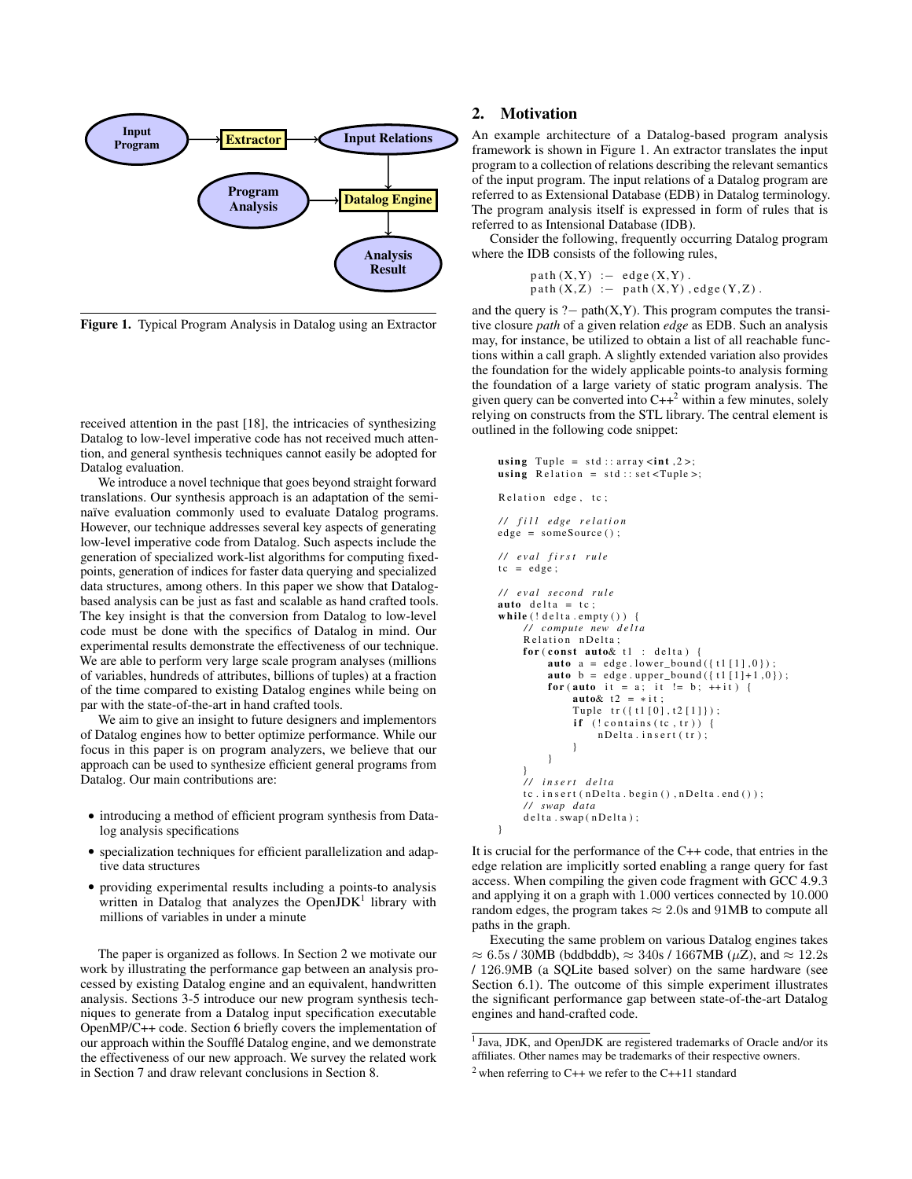Figure 1. Typical Program Analysis in Datalog using an Extractor

received attention in the past [18], the intricacies of synthesizing Datalog to low-level imperative code has not received much attention, and general synthesis techniques cannot easily be adopted for Datalog evaluation.

We introduce a novel technique that goes beyond straight forward translations. Our synthesis approach is an adaptation of the semi-naïve evaluation commonly used to evaluate Datalog programs. However, our technique addresses several key aspects of generating low-level imperative code from Datalog. Such aspects include the generation of specialized work-list algorithms for computing fixed-points, generation of indices for faster data querying and specialized data structures, among others. In this paper we show that Datalog-based analysis can be just as fast and scalable as hand crafted tools. The key insight is that the conversion from Datalog to low-level code must be done with the specifics of Datalog in mind. Our experimental results demonstrate the effectiveness of our technique. We are able to perform very large scale program analyses (millions of variables, hundreds of attributes, billions of tuples) at a fraction of the time compared to existing Datalog engines while being on par with the state-of-the-art in hand crafted tools.

We aim to give an insight to future designers and implementors of Datalog engines how to better optimize performance. While our focus in this paper is on program analyzers, we believe that our approach can be used to synthesize efficient general programs from Datalog. Our main contributions are:

- introducing a method of efficient program synthesis from Datalog analysis specifications
- specialization techniques for efficient parallelization and adaptive data structures
- providing experimental results including a points-to analysis written in Datalog that analyzes the OpenJDK[1] library with millions of variables in under a minute

The paper is organized as follows. In Section 2 we motivate our work by illustrating the performance gap between an analysis processed by existing Datalog engine and an equivalent, handwritten analysis. Sections 3-5 introduce our new program synthesis techniques to generate from a Datalog input specification executable OpenMP/C++ code. Section 6 briefly covers the implementation of our approach within the Soufflé Datalog engine, and we demonstrate the effectiveness of our new approach. We survey the related work in Section 7 and draw relevant conclusions in Section 8.

## 2. Motivation

An example architecture of a Datalog-based program analysis framework is shown in Figure 1. An extractor translates the input program to a collection of relations describing the relevant semantics of the input program. The input relations of a Datalog program are referred to as Extensional Database (EDB) in Datalog terminology. The program analysis itself is expressed in form of rules that is referred to as Intensional Database (IDB).

Consider the following, frequently occurring Datalog program where the IDB consists of the following rules,

```
path(X,Y) :- edge(X,Y).
path(X,Z) :- path(X,Y),edge(Y,Z).
```

and the query is ?− path(X,Y). This program computes the transitive closure *path* of a given relation *edge* as EDB. Such an analysis may, for instance, be utilized to obtain a list of all reachable functions within a call graph. A slightly extended variation also provides the foundation for the widely applicable points-to analysis forming the foundation of a large variety of static program analysis. The given query can be converted into C++[2] within a few minutes, solely relying on constructs from the STL library. The central element is outlined in the following code snippet:

```
using Tuple = std::array<int,2>;
using Relation = std::set<Tuple>;

Relation edge, tc;

// fill edge relation
edge = someSource();

// eval first rule
tc = edge;

// eval second rule
auto delta = tc;
while(!delta.empty()) {
    // compute new delta
    Relation nDelta;
    for(const auto& t1 : delta) {
        auto a = edge.lower_bound({t1[1],0});
        auto b = edge.upper_bound({t1[1]+1,0});
        for(auto it = a; it != b; ++it) {
            auto& t2 = *it;
            Tuple tr({t1[0],t2[1]});
            if (!contains(tc,tr)) {
                nDelta.insert(tr);
            }
        }
    }
    // insert delta
    tc.insert(nDelta.begin(),nDelta.end());
    // swap data
    delta.swap(nDelta);
}
```

It is crucial for the performance of the C++ code, that entries in the edge relation are implicitly sorted enabling a range query for fast access. When compiling the given code fragment with GCC 4.9.3 and applying it on a graph with 1.000 vertices connected by 10.000 random edges, the program takes $\approx$ 2.0s and 91MB to compute all paths in the graph.

Executing the same problem on various Datalog engines takes $\approx$ 6.5s / 30MB (bddbddb), $\approx$ 340s / 1667MB ($\mu$Z), and $\approx$ 12.2s / 126.9MB (a SQLite based solver) on the same hardware (see Section 6.1). The outcome of this simple experiment illustrates the significant performance gap between state-of-the-art Datalog engines and hand-crafted code.

[1] Java, JDK, and OpenJDK are registered trademarks of Oracle and/or its affiliates. Other names may be trademarks of their respective owners.

[2] when referring to C++ we refer to the C++11 standard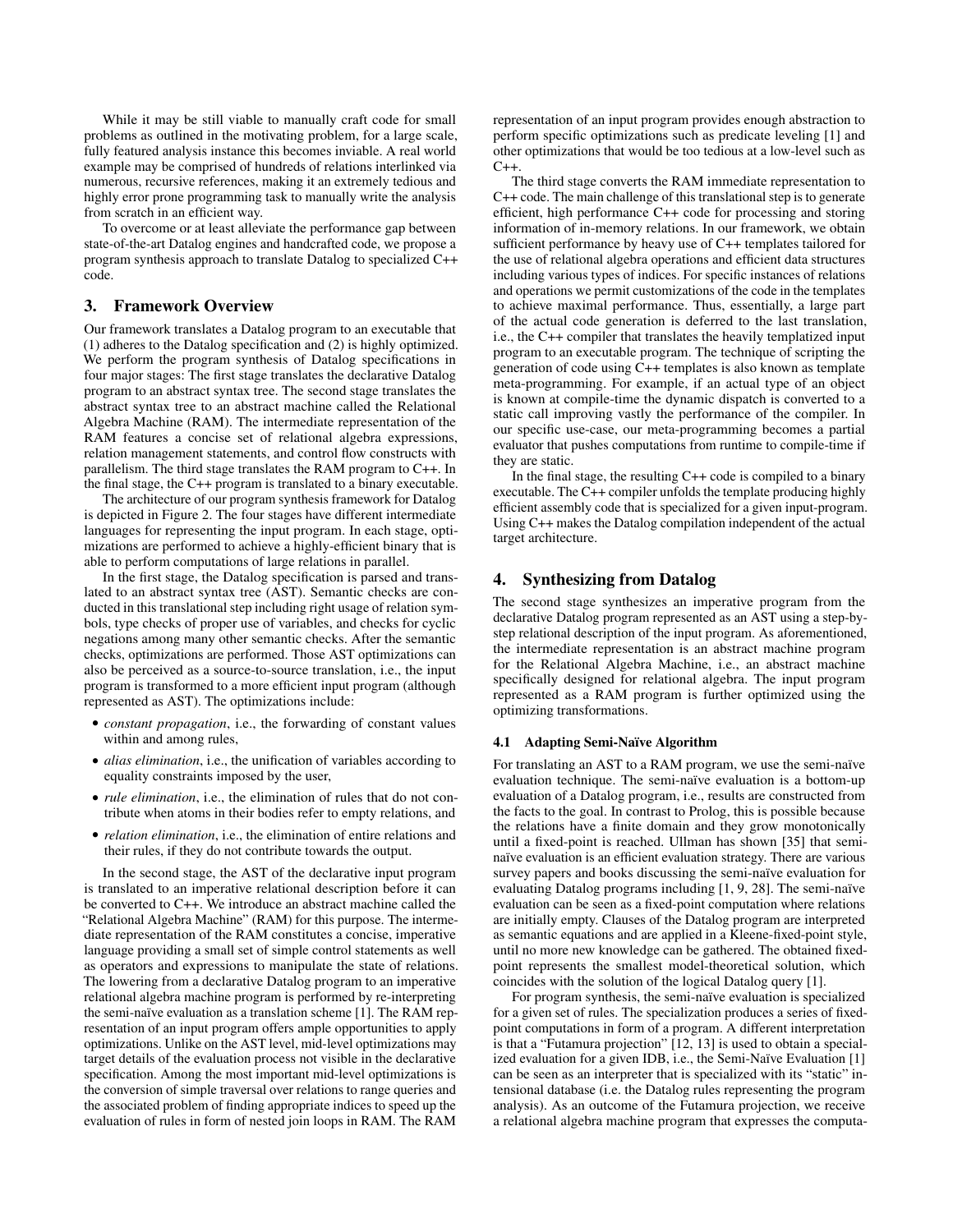While it may be still viable to manually craft code for small problems as outlined in the motivating problem, for a large scale, fully featured analysis instance this becomes inviable. A real world example may be comprised of hundreds of relations interlinked via numerous, recursive references, making it an extremely tedious and highly error prone programming task to manually write the analysis from scratch in an efficient way.

To overcome or at least alleviate the performance gap between state-of-the-art Datalog engines and handcrafted code, we propose a program synthesis approach to translate Datalog to specialized C++ code.

## 3. Framework Overview

Our framework translates a Datalog program to an executable that (1) adheres to the Datalog specification and (2) is highly optimized. We perform the program synthesis of Datalog specifications in four major stages: The first stage translates the declarative Datalog program to an abstract syntax tree. The second stage translates the abstract syntax tree to an abstract machine called the Relational Algebra Machine (RAM). The intermediate representation of the RAM features a concise set of relational algebra expressions, relation management statements, and control flow constructs with parallelism. The third stage translates the RAM program to C++. In the final stage, the C++ program is translated to a binary executable.

The architecture of our program synthesis framework for Datalog is depicted in Figure 2. The four stages have different intermediate languages for representing the input program. In each stage, optimizations are performed to achieve a highly-efficient binary that is able to perform computations of large relations in parallel.

In the first stage, the Datalog specification is parsed and translated to an abstract syntax tree (AST). Semantic checks are conducted in this translational step including right usage of relation symbols, type checks of proper use of variables, and checks for cyclic negations among many other semantic checks. After the semantic checks, optimizations are performed. Those AST optimizations can also be perceived as a source-to-source translation, i.e., the input program is transformed to a more efficient input program (although represented as AST). The optimizations include:

- *constant propagation*, i.e., the forwarding of constant values within and among rules,
- *alias elimination*, i.e., the unification of variables according to equality constraints imposed by the user,
- *rule elimination*, i.e., the elimination of rules that do not contribute when atoms in their bodies refer to empty relations, and
- *relation elimination*, i.e., the elimination of entire relations and their rules, if they do not contribute towards the output.

In the second stage, the AST of the declarative input program is translated to an imperative relational description before it can be converted to C++. We introduce an abstract machine called the "Relational Algebra Machine" (RAM) for this purpose. The intermediate representation of the RAM constitutes a concise, imperative language providing a small set of simple control statements as well as operators and expressions to manipulate the state of relations. The lowering from a declarative Datalog program to an imperative relational algebra machine program is performed by re-interpreting the semi-naïve evaluation as a translation scheme [1]. The RAM representation of an input program offers ample opportunities to apply optimizations. Unlike on the AST level, mid-level optimizations may target details of the evaluation process not visible in the declarative specification. Among the most important mid-level optimizations is the conversion of simple traversal over relations to range queries and the associated problem of finding appropriate indices to speed up the evaluation of rules in form of nested join loops in RAM. The RAM representation of an input program provides enough abstraction to perform specific optimizations such as predicate leveling [1] and other optimizations that would be too tedious at a low-level such as C++.

The third stage converts the RAM immediate representation to C++ code. The main challenge of this translational step is to generate efficient, high performance C++ code for processing and storing information of in-memory relations. In our framework, we obtain sufficient performance by heavy use of C++ templates tailored for the use of relational algebra operations and efficient data structures including various types of indices. For specific instances of relations and operations we permit customizations of the code in the templates to achieve maximal performance. Thus, essentially, a large part of the actual code generation is deferred to the last translation, i.e., the C++ compiler that translates the heavily templatized input program to an executable program. The technique of scripting the generation of code using C++ templates is also known as template meta-programming. For example, if an actual type of an object is known at compile-time the dynamic dispatch is converted to a static call improving vastly the performance of the compiler. In our specific use-case, our meta-programming becomes a partial evaluator that pushes computations from runtime to compile-time if they are static.

In the final stage, the resulting C++ code is compiled to a binary executable. The C++ compiler unfolds the template producing highly efficient assembly code that is specialized for a given input-program. Using C++ makes the Datalog compilation independent of the actual target architecture.

## 4. Synthesizing from Datalog

The second stage synthesizes an imperative program from the declarative Datalog program represented as an AST using a step-by-step relational description of the input program. As aforementioned, the intermediate representation is an abstract machine program for the Relational Algebra Machine, i.e., an abstract machine specifically designed for relational algebra. The input program represented as a RAM program is further optimized using the optimizing transformations.

### 4.1 Adapting Semi-Naïve Algorithm

For translating an AST to a RAM program, we use the semi-naïve evaluation technique. The semi-naïve evaluation is a bottom-up evaluation of a Datalog program, i.e., results are constructed from the facts to the goal. In contrast to Prolog, this is possible because the relations have a finite domain and they grow monotonically until a fixed-point is reached. Ullman has shown [35] that semi-naïve evaluation is an efficient evaluation strategy. There are various survey papers and books discussing the semi-naïve evaluation for evaluating Datalog programs including [1, 9, 28]. The semi-naïve evaluation can be seen as a fixed-point computation where relations are initially empty. Clauses of the Datalog program are interpreted as semantic equations and are applied in a Kleene-fixed-point style, until no more new knowledge can be gathered. The obtained fixed-point represents the smallest model-theoretical solution, which coincides with the solution of the logical Datalog query [1].

For program synthesis, the semi-naïve evaluation is specialized for a given set of rules. The specialization produces a series of fixed-point computations in form of a program. A different interpretation is that a "Futamura projection" [12, 13] is used to obtain a specialized evaluation for a given IDB, i.e., the Semi-Naïve Evaluation [1] can be seen as an interpreter that is specialized with its "static" intensional database (i.e. the Datalog rules representing the program analysis). As an outcome of the Futamura projection, we receive a relational algebra machine program that expresses the computa-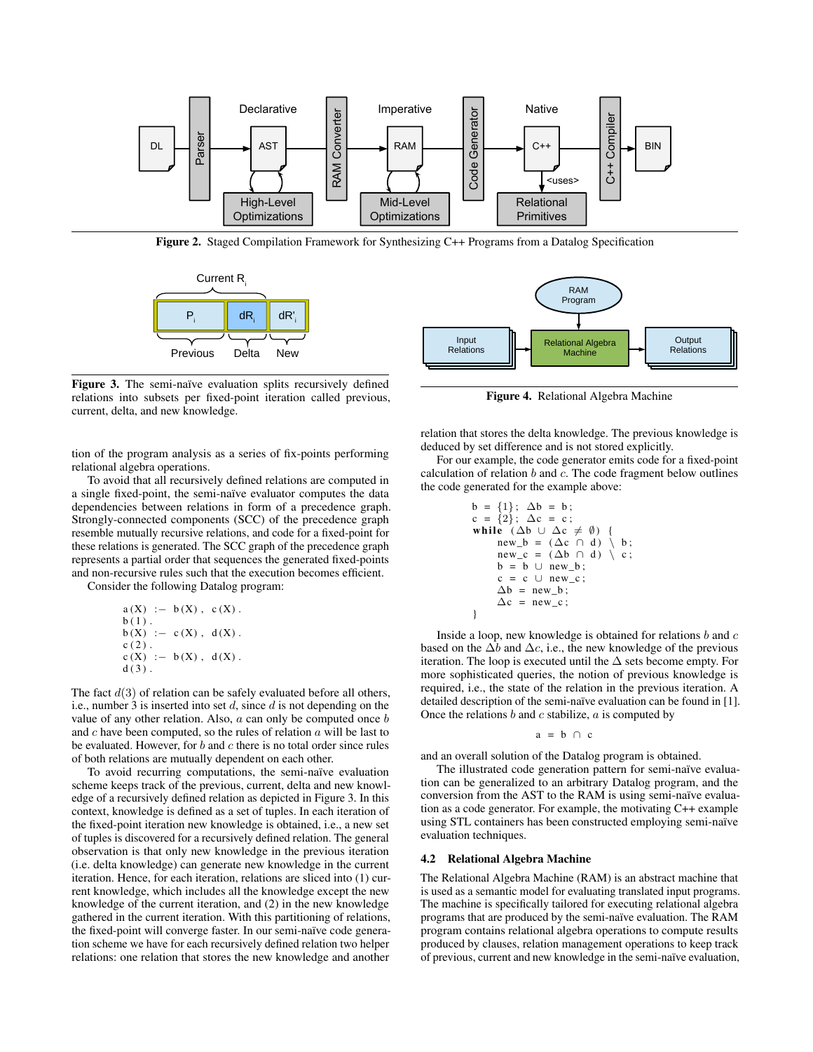**Figure 2.** Staged Compilation Framework for Synthesizing C++ Programs from a Datalog Specification

**Figure 3.** The semi-naïve evaluation splits recursively defined relations into subsets per fixed-point iteration called previous, current, delta, and new knowledge.

**Figure 4.** Relational Algebra Machine

tion of the program analysis as a series of fix-points performing relational algebra operations.

To avoid that all recursively defined relations are computed in a single fixed-point, the semi-naïve evaluator computes the data dependencies between relations in form of a precedence graph. Strongly-connected components (SCC) of the precedence graph resemble mutually recursive relations, and code for a fixed-point for these relations is generated. The SCC graph of the precedence graph represents a partial order that sequences the generated fixed-points and non-recursive rules such that the execution becomes efficient.

Consider the following Datalog program:

```
a(X) :- b(X), c(X).
b(1).
b(X) :- c(X), d(X).
c(2).
c(X) :- b(X), d(X).
d(3).
```

The fact $d(3)$ of relation can be safely evaluated before all others, i.e., number 3 is inserted into set $d$, since $d$ is not depending on the value of any other relation. Also, $a$ can only be computed once $b$ and $c$ have been computed, so the rules of relation $a$ will be last to be evaluated. However, for $b$ and $c$ there is no total order since rules of both relations are mutually dependent on each other.

To avoid recurring computations, the semi-naïve evaluation scheme keeps track of the previous, current, delta and new knowledge of a recursively defined relation as depicted in Figure 3. In this context, knowledge is defined as a set of tuples. In each iteration of the fixed-point iteration new knowledge is obtained, i.e., a new set of tuples is discovered for a recursively defined relation. The general observation is that only new knowledge in the previous iteration (i.e. delta knowledge) can generate new knowledge in the current iteration. Hence, for each iteration, relations are sliced into (1) current knowledge, which includes all the knowledge except the new knowledge of the current iteration, and (2) in the new knowledge gathered in the current iteration. With this partitioning of relations, the fixed-point will converge faster. In our semi-naïve code generation scheme we have for each recursively defined relation two helper relations: one relation that stores the new knowledge and another relation that stores the delta knowledge. The previous knowledge is deduced by set difference and is not stored explicitly.

For our example, the code generator emits code for a fixed-point calculation of relation $b$ and $c$. The code fragment below outlines the code generated for the example above:

```
b = {1}; Δb = b;
c = {2}; Δc = c;
while (Δb ∪ Δc ≠ ∅) {
    new_b = (Δc ∩ d) \ b;
    new_c = (Δb ∩ d) \ c;
    b = b ∪ new_b;
    c = c ∪ new_c;
    Δb = new_b;
    Δc = new_c;
}
```

Inside a loop, new knowledge is obtained for relations $b$ and $c$ based on the $\Delta b$ and $\Delta c$, i.e., the new knowledge of the previous iteration. The loop is executed until the $\Delta$ sets become empty. For more sophisticated queries, the notion of previous knowledge is required, i.e., the state of the relation in the previous iteration. A detailed description of the semi-naïve evaluation can be found in [1]. Once the relations $b$ and $c$ stabilize, $a$ is computed by

```
a = b ∩ c
```

and an overall solution of the Datalog program is obtained.

The illustrated code generation pattern for semi-naïve evaluation can be generalized to an arbitrary Datalog program, and the conversion from the AST to the RAM is using semi-naïve evaluation as a code generator. For example, the motivating C++ example using STL containers has been constructed employing semi-naïve evaluation techniques.

### 4.2 Relational Algebra Machine

The Relational Algebra Machine (RAM) is an abstract machine that is used as a semantic model for evaluating translated input programs. The machine is specifically tailored for executing relational algebra programs that are produced by the semi-naïve evaluation. The RAM program contains relational algebra operations to compute results produced by clauses, relation management operations to keep track of previous, current and new knowledge in the semi-naïve evaluation,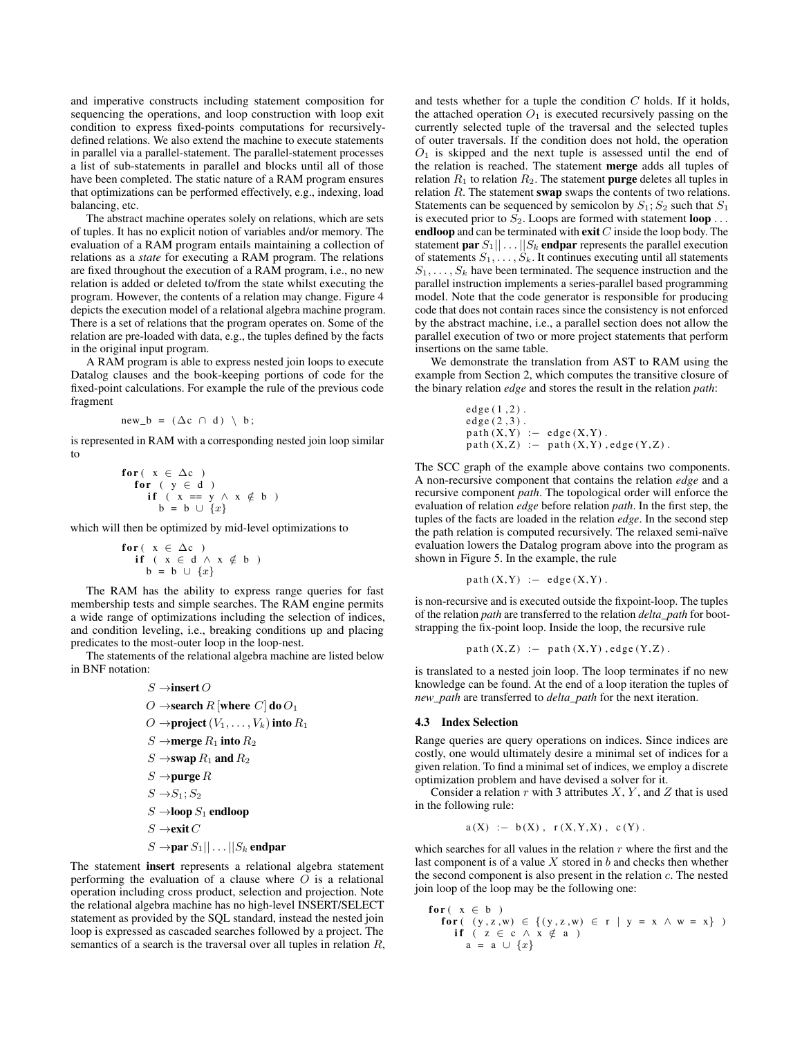and imperative constructs including statement composition for sequencing the operations, and loop construction with loop exit condition to express fixed-points computations for recursively-defined relations. We also extend the machine to execute statements in parallel via a parallel-statement. The parallel-statement processes a list of sub-statements in parallel and blocks until all of those have been completed. The static nature of a RAM program ensures that optimizations can be performed effectively, e.g., indexing, load balancing, etc.

The abstract machine operates solely on relations, which are sets of tuples. It has no explicit notion of variables and/or memory. The evaluation of a RAM program entails maintaining a collection of relations as a *state* for executing a RAM program. The relations are fixed throughout the execution of a RAM program, i.e., no new relation is added or deleted to/from the state whilst executing the program. However, the contents of a relation may change. Figure 4 depicts the execution model of a relational algebra machine program. There is a set of relations that the program operates on. Some of the relation are pre-loaded with data, e.g., the tuples defined by the facts in the original input program.

A RAM program is able to express nested join loops to execute Datalog clauses and the book-keeping portions of code for the fixed-point calculations. For example the rule of the previous code fragment

```
new_b = (Δc ∩ d) \ b;
```

is represented in RAM with a corresponding nested join loop similar to

```
for( x ∈ Δc )
   for ( y ∈ d )
      if ( x == y ∧ x ∉ b )
         b = b ∪ {x}
```

which will then be optimized by mid-level optimizations to

```
for( x ∈ Δc )
   if ( x ∈ d ∧ x ∉ b )
      b = b ∪ {x}
```

The RAM has the ability to express range queries for fast membership tests and simple searches. The RAM engine permits a wide range of optimizations including the selection of indices, and condition leveling, i.e., breaking conditions up and placing predicates to the most-outer loop in the loop-nest.

The statements of the relational algebra machine are listed below in BNF notation:

$$S \rightarrow \textbf{insert}\, O$$
$$O \rightarrow \textbf{search}\, R\, [\textbf{where}\ C]\, \textbf{do}\, O_1$$
$$O \rightarrow \textbf{project}\, (V_1, \ldots, V_k)\, \textbf{into}\, R_1$$
$$S \rightarrow \textbf{merge}\, R_1\, \textbf{into}\, R_2$$
$$S \rightarrow \textbf{swap}\, R_1\, \textbf{and}\, R_2$$
$$S \rightarrow \textbf{purge}\, R$$
$$S \rightarrow S_1; S_2$$
$$S \rightarrow \textbf{loop}\, S_1\, \textbf{endloop}$$
$$S \rightarrow \textbf{exit}\, C$$
$$S \rightarrow \textbf{par}\, S_1 || \ldots || S_k\, \textbf{endpar}$$

The statement **insert** represents a relational algebra statement performing the evaluation of a clause where $O$ is a relational operation including cross product, selection and projection. Note the relational algebra machine has no high-level INSERT/SELECT statement as provided by the SQL standard, instead the nested join loop is expressed as cascaded searches followed by a project. The semantics of a search is the traversal over all tuples in relation $R$, and tests whether for a tuple the condition $C$ holds. If it holds, the attached operation $O_1$ is executed recursively passing on the currently selected tuple of the traversal and the selected tuples of outer traversals. If the condition does not hold, the operation $O_1$ is skipped and the next tuple is assessed until the end of the relation is reached. The statement **merge** adds all tuples of relation $R_1$ to relation $R_2$. The statement **purge** deletes all tuples in relation $R$. The statement **swap** swaps the contents of two relations. Statements can be sequenced by semicolon by $S_1; S_2$ such that $S_1$ is executed prior to $S_2$. Loops are formed with statement **loop** ... **endloop** and can be terminated with **exit** $C$ inside the loop body. The statement **par** $S_1 || \ldots || S_k$ **endpar** represents the parallel execution of statements $S_1, \ldots, S_k$. It continues executing until all statements $S_1, \ldots, S_k$ have been terminated. The sequence instruction and the parallel instruction implements a series-parallel based programming model. Note that the code generator is responsible for producing code that does not contain races since the consistency is not enforced by the abstract machine, i.e., a parallel section does not allow the parallel execution of two or more project statements that perform insertions on the same table.

We demonstrate the translation from AST to RAM using the example from Section 2, which computes the transitive closure of the binary relation *edge* and stores the result in the relation *path*:

```
edge(1,2).
edge(2,3).
path(X,Y) :- edge(X,Y).
path(X,Z) :- path(X,Y),edge(Y,Z).
```

The SCC graph of the example above contains two components. A non-recursive component that contains the relation *edge* and a recursive component *path*. The topological order will enforce the evaluation of relation *edge* before relation *path*. In the first step, the tuples of the facts are loaded in the relation *edge*. In the second step the path relation is computed recursively. The relaxed semi-naïve evaluation lowers the Datalog program above into the program as shown in Figure 5. In the example, the rule

```
path(X,Y) :- edge(X,Y).
```

is non-recursive and is executed outside the fixpoint-loop. The tuples of the relation *path* are transferred to the relation *delta_path* for boot-strapping the fix-point loop. Inside the loop, the recursive rule

```
path(X,Z) :- path(X,Y),edge(Y,Z).
```

is translated to a nested join loop. The loop terminates if no new knowledge can be found. At the end of a loop iteration the tuples of *new_path* are transferred to *delta_path* for the next iteration.

### 4.3 Index Selection

Range queries are query operations on indices. Since indices are costly, one would ultimately desire a minimal set of indices for a given relation. To find a minimal set of indices, we employ a discrete optimization problem and have devised a solver for it.

Consider a relation $r$ with 3 attributes $X$, $Y$, and $Z$ that is used in the following rule:

```
a(X) :- b(X), r(X,Y,X), c(Y).
```

which searches for all values in the relation $r$ where the first and the last component is of a value $X$ stored in $b$ and checks then whether the second component is also present in the relation $c$. The nested join loop of the loop may be the following one:

```
for( x ∈ b )
   for( (y,z,w) ∈ {(y,z,w) ∈ r | y = x ∧ w = x} )
      if ( z ∈ c ∧ x ∉ a )
         a = a ∪ {x}
```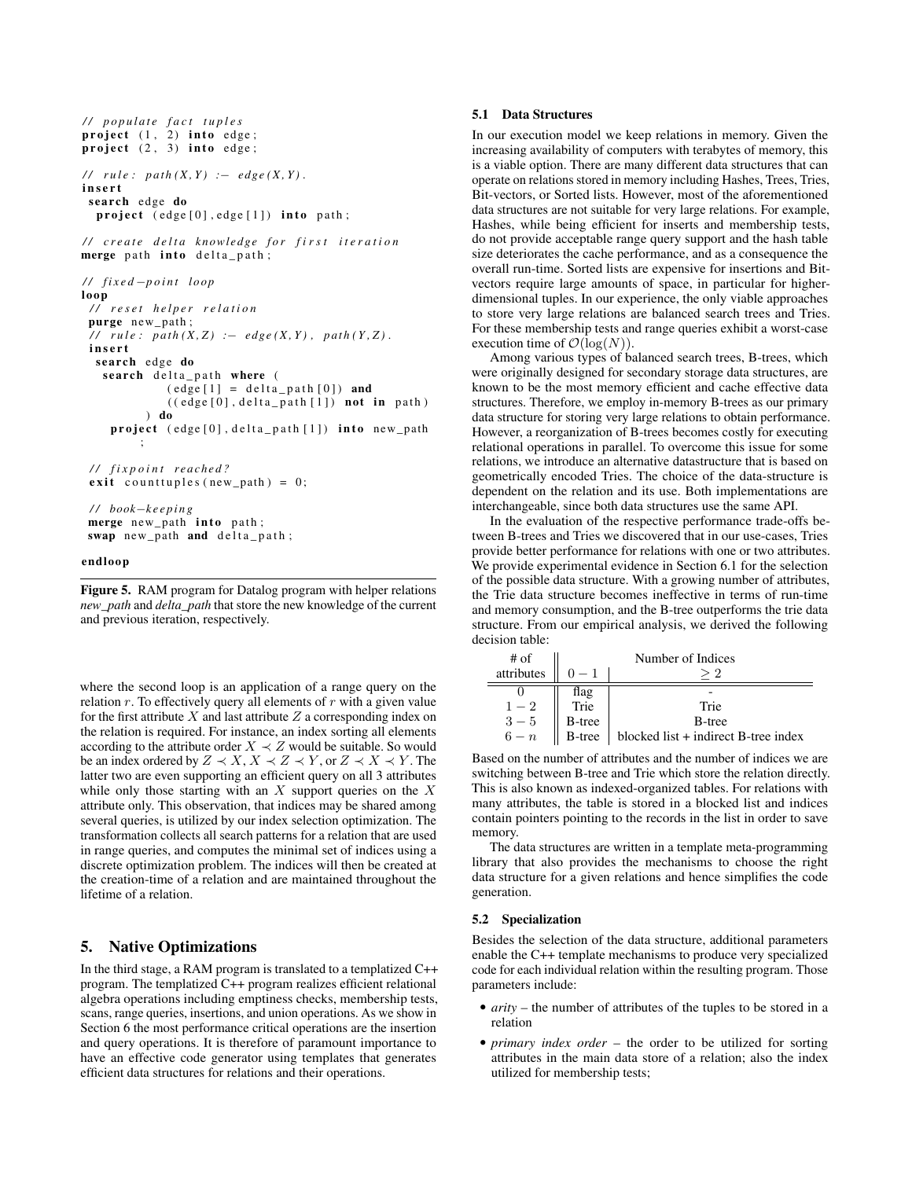```
// populate fact tuples
project (1, 2) into edge;
project (2, 3) into edge;

// rule: path(X,Y) :- edge(X,Y).
insert
 search edge do
  project (edge[0], edge[1]) into path;

// create delta knowledge for first iteration
merge path into delta_path;

// fixed-point loop
loop
 // reset helper relation
 purge new_path;
 // rule: path(X,Z) :- edge(X,Y), path(Y,Z).
 insert
  search edge do
   search delta_path where (
            (edge[1] = delta_path[0]) and
            ((edge[0], delta_path[1]) not in path)
         ) do
    project (edge[0], delta_path[1]) into new_path
        ;

 // fixpoint reached?
 exit counttuples(new_path) = 0;

 // book-keeping
 merge new_path into path;
 swap new_path and delta_path;

endloop
```

**Figure 5.** RAM program for Datalog program with helper relations *new_path* and *delta_path* that store the new knowledge of the current and previous iteration, respectively.

where the second loop is an application of a range query on the relation $r$. To effectively query all elements of $r$ with a given value for the first attribute $X$ and last attribute $Z$ a corresponding index on the relation is required. For instance, an index sorting all elements according to the attribute order $X \prec Z$ would be suitable. So would be an index ordered by $Z \prec X$, $X \prec Z \prec Y$, or $Z \prec X \prec Y$. The latter two are even supporting an efficient query on all 3 attributes while only those starting with an $X$ support queries on the $X$ attribute only. This observation, that indices may be shared among several queries, is utilized by our index selection optimization. The transformation collects all search patterns for a relation that are used in range queries, and computes the minimal set of indices using a discrete optimization problem. The indices will then be created at the creation-time of a relation and are maintained throughout the lifetime of a relation.

## 5. Native Optimizations

In the third stage, a RAM program is translated to a templatized C++ program. The templatized C++ program realizes efficient relational algebra operations including emptiness checks, membership tests, scans, range queries, insertions, and union operations. As we show in Section 6 the most performance critical operations are the insertion and query operations. It is therefore of paramount importance to have an effective code generator using templates that generates efficient data structures for relations and their operations.

### 5.1 Data Structures

In our execution model we keep relations in memory. Given the increasing availability of computers with terabytes of memory, this is a viable option. There are many different data structures that can operate on relations stored in memory including Hashes, Trees, Tries, Bit-vectors, or Sorted lists. However, most of the aforementioned data structures are not suitable for very large relations. For example, Hashes, while being efficient for inserts and membership tests, do not provide acceptable range query support and the hash table size deteriorates the cache performance, and as a consequence the overall run-time. Sorted lists are expensive for insertions and Bit-vectors require large amounts of space, in particular for higher-dimensional tuples. In our experience, the only viable approaches to store very large relations are balanced search trees and Tries. For these membership tests and range queries exhibit a worst-case execution time of $\mathcal{O}(\log(N))$.

Among various types of balanced search trees, B-trees, which were originally designed for secondary storage data structures, are known to be the most memory efficient and cache effective data structures. Therefore, we employ in-memory B-trees as our primary data structure for storing very large relations to obtain performance. However, a reorganization of B-trees becomes costly for executing relational operations in parallel. To overcome this issue for some relations, we introduce an alternative datastructure that is based on geometrically encoded Tries. The choice of the data-structure is dependent on the relation and its use. Both implementations are interchangeable, since both data structures use the same API.

In the evaluation of the respective performance trade-offs between B-trees and Tries we discovered that in our use-cases, Tries provide better performance for relations with one or two attributes. We provide experimental evidence in Section 6.1 for the selection of the possible data structure. With a growing number of attributes, the Trie data structure becomes ineffective in terms of run-time and memory consumption, and the B-tree outperforms the trie data structure. From our empirical analysis, we derived the following decision table:

| # of attributes | Number of Indices | |
|---|---|---|
| | $0-1$ | $\geq 2$ |
| $0$ | flag | - |
| $1-2$ | Trie | Trie |
| $3-5$ | B-tree | B-tree |
| $6-n$ | B-tree | blocked list + indirect B-tree index |

Based on the number of attributes and the number of indices we are switching between B-tree and Trie which store the relation directly. This is also known as indexed-organized tables. For relations with many attributes, the table is stored in a blocked list and indices contain pointers pointing to the records in the list in order to save memory.

The data structures are written in a template meta-programming library that also provides the mechanisms to choose the right data structure for a given relations and hence simplifies the code generation.

### 5.2 Specialization

Besides the selection of the data structure, additional parameters enable the C++ template mechanisms to produce very specialized code for each individual relation within the resulting program. Those parameters include:

- *arity* – the number of attributes of the tuples to be stored in a relation
- *primary index order* – the order to be utilized for sorting attributes in the main data store of a relation; also the index utilized for membership tests;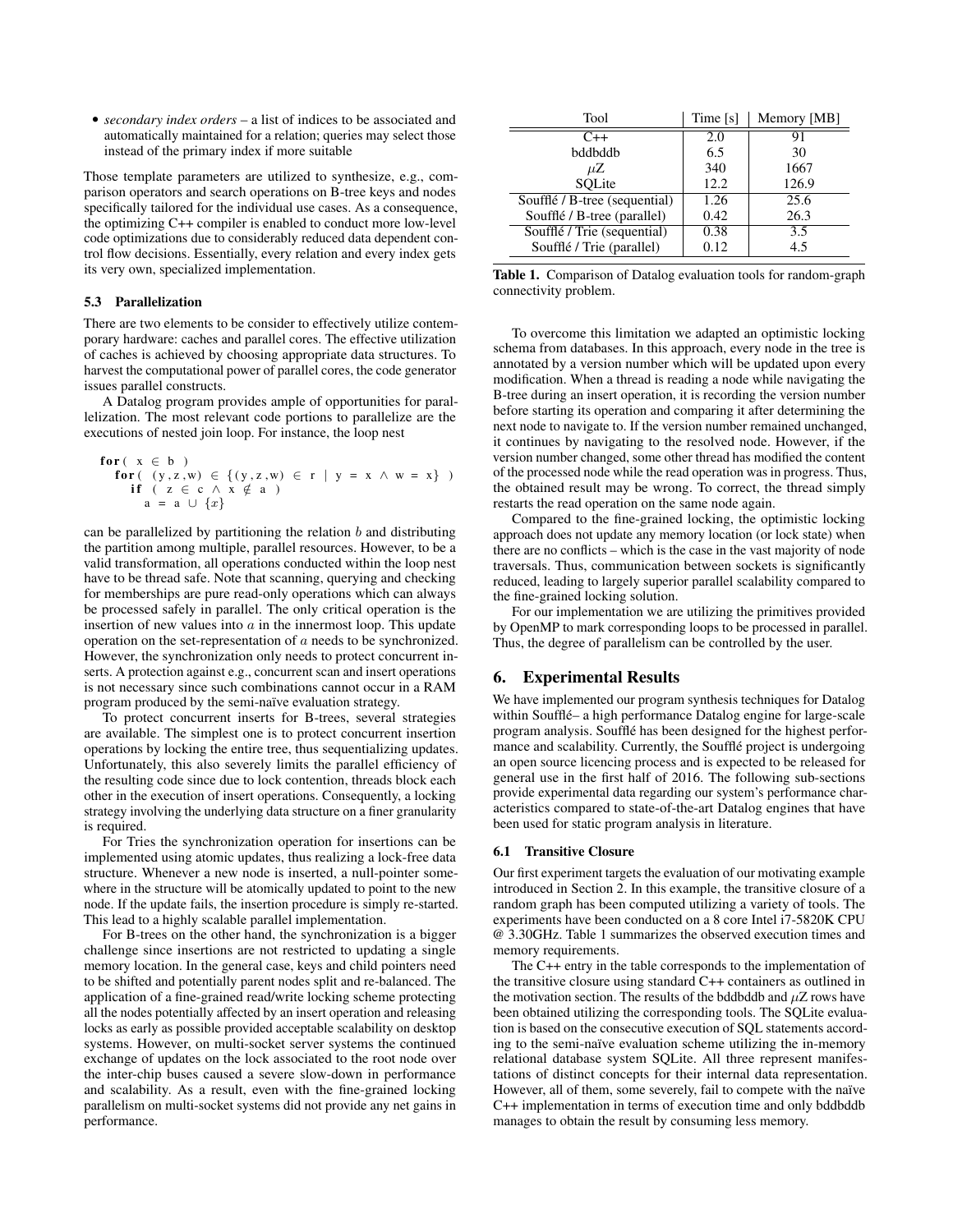- *secondary index orders* – a list of indices to be associated and automatically maintained for a relation; queries may select those instead of the primary index if more suitable

Those template parameters are utilized to synthesize, e.g., comparison operators and search operations on B-tree keys and nodes specifically tailored for the individual use cases. As a consequence, the optimizing C++ compiler is enabled to conduct more low-level code optimizations due to considerably reduced data dependent control flow decisions. Essentially, every relation and every index gets its very own, specialized implementation.

### 5.3 Parallelization

There are two elements to be consider to effectively utilize contemporary hardware: caches and parallel cores. The effective utilization of caches is achieved by choosing appropriate data structures. To harvest the computational power of parallel cores, the code generator issues parallel constructs.

A Datalog program provides ample of opportunities for parallelization. The most relevant code portions to parallelize are the executions of nested join loop. For instance, the loop nest

```
for( x ∈ b )
  for( (y,z,w) ∈ {(y,z,w) ∈ r | y = x ∧ w = x} )
    if ( z ∈ c ∧ x ∉ a )
      a = a ∪ {x}
```

can be parallelized by partitioning the relation $b$ and distributing the partition among multiple, parallel resources. However, to be a valid transformation, all operations conducted within the loop nest have to be thread safe. Note that scanning, querying and checking for memberships are pure read-only operations which can always be processed safely in parallel. The only critical operation is the insertion of new values into $a$ in the innermost loop. This update operation on the set-representation of $a$ needs to be synchronized. However, the synchronization only needs to protect concurrent inserts. A protection against e.g., concurrent scan and insert operations is not necessary since such combinations cannot occur in a RAM program produced by the semi-naïve evaluation strategy.

To protect concurrent inserts for B-trees, several strategies are available. The simplest one is to protect concurrent insertion operations by locking the entire tree, thus sequentializing updates. Unfortunately, this also severely limits the parallel efficiency of the resulting code since due to lock contention, threads block each other in the execution of insert operations. Consequently, a locking strategy involving the underlying data structure on a finer granularity is required.

For Tries the synchronization operation for insertions can be implemented using atomic updates, thus realizing a lock-free data structure. Whenever a new node is inserted, a null-pointer somewhere in the structure will be atomically updated to point to the new node. If the update fails, the insertion procedure is simply re-started. This lead to a highly scalable parallel implementation.

For B-trees on the other hand, the synchronization is a bigger challenge since insertions are not restricted to updating a single memory location. In the general case, keys and child pointers need to be shifted and potentially parent nodes split and re-balanced. The application of a fine-grained read/write locking scheme protecting all the nodes potentially affected by an insert operation and releasing locks as early as possible provided acceptable scalability on desktop systems. However, on multi-socket server systems the continued exchange of updates on the lock associated to the root node over the inter-chip buses caused a severe slow-down in performance and scalability. As a result, even with the fine-grained locking parallelism on multi-socket systems did not provide any net gains in performance.

| Tool | Time [s] | Memory [MB] |
|---|---|---|
| C++ | 2.0 | 91 |
| bddbddb | 6.5 | 30 |
| $\mu$Z | 340 | 1667 |
| SQLite | 12.2 | 126.9 |
| Soufflé / B-tree (sequential) | 1.26 | 25.6 |
| Soufflé / B-tree (parallel) | 0.42 | 26.3 |
| Soufflé / Trie (sequential) | 0.38 | 3.5 |
| Soufflé / Trie (parallel) | 0.12 | 4.5 |

**Table 1.** Comparison of Datalog evaluation tools for random-graph connectivity problem.

To overcome this limitation we adapted an optimistic locking schema from databases. In this approach, every node in the tree is annotated by a version number which will be updated upon every modification. When a thread is reading a node while navigating the B-tree during an insert operation, it is recording the version number before starting its operation and comparing it after determining the next node to navigate to. If the version number remained unchanged, it continues by navigating to the resolved node. However, if the version number changed, some other thread has modified the content of the processed node while the read operation was in progress. Thus, the obtained result may be wrong. To correct, the thread simply restarts the read operation on the same node again.

Compared to the fine-grained locking, the optimistic locking approach does not update any memory location (or lock state) when there are no conflicts – which is the case in the vast majority of node traversals. Thus, communication between sockets is significantly reduced, leading to largely superior parallel scalability compared to the fine-grained locking solution.

For our implementation we are utilizing the primitives provided by OpenMP to mark corresponding loops to be processed in parallel. Thus, the degree of parallelism can be controlled by the user.

## 6. Experimental Results

We have implemented our program synthesis techniques for Datalog within Soufflé– a high performance Datalog engine for large-scale program analysis. Soufflé has been designed for the highest performance and scalability. Currently, the Soufflé project is undergoing an open source licencing process and is expected to be released for general use in the first half of 2016. The following sub-sections provide experimental data regarding our system's performance characteristics compared to state-of-the-art Datalog engines that have been used for static program analysis in literature.

### 6.1 Transitive Closure

Our first experiment targets the evaluation of our motivating example introduced in Section 2. In this example, the transitive closure of a random graph has been computed utilizing a variety of tools. The experiments have been conducted on a 8 core Intel i7-5820K CPU @ 3.30GHz. Table 1 summarizes the observed execution times and memory requirements.

The C++ entry in the table corresponds to the implementation of the transitive closure using standard C++ containers as outlined in the motivation section. The results of the bddbddb and $\mu$Z rows have been obtained utilizing the corresponding tools. The SQLite evaluation is based on the consecutive execution of SQL statements according to the semi-naïve evaluation scheme utilizing the in-memory relational database system SQLite. All three represent manifestations of distinct concepts for their internal data representation. However, all of them, some severely, fail to compete with the naïve C++ implementation in terms of execution time and only bddbddb manages to obtain the result by consuming less memory.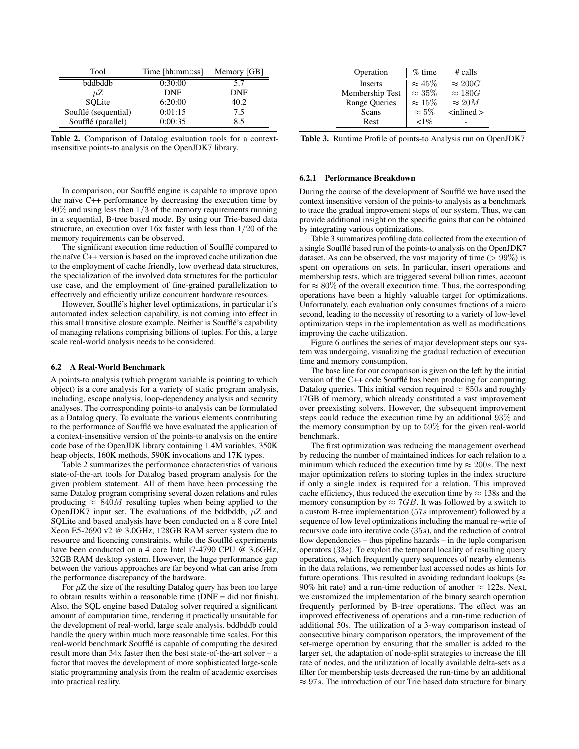| Tool | Time [hh:mm::ss] | Memory [GB] |
|---|---|---|
| bddbddb | 0:30:00 | 5.7 |
| $\mu$Z | DNF | DNF |
| SQLite | 6:20:00 | 40.2 |
| Soufflé (sequential) | 0:01:15 | 7.5 |
| Soufflé (parallel) | 0:00:35 | 8.5 |

**Table 2.** Comparison of Datalog evaluation tools for a context-insensitive points-to analysis on the OpenJDK7 library.

In comparison, our Soufflé engine is capable to improve upon the naïve C++ performance by decreasing the execution time by $40\%$ and using less then $1/3$ of the memory requirements running in a sequential, B-tree based mode. By using our Trie-based data structure, an execution over 16x faster with less than $1/20$ of the memory requirements can be observed.

The significant execution time reduction of Soufflé compared to the naïve C++ version is based on the improved cache utilization due to the employment of cache friendly, low overhead data structures, the specialization of the involved data structures for the particular use case, and the employment of fine-grained parallelization to effectively and efficiently utilize concurrent hardware resources.

However, Soufflé's higher level optimizations, in particular it's automated index selection capability, is not coming into effect in this small transitive closure example. Neither is Soufflé's capability of managing relations comprising billions of tuples. For this, a large scale real-world analysis needs to be considered.

### 6.2 A Real-World Benchmark

A points-to analysis (which program variable is pointing to which object) is a core analysis for a variety of static program analysis, including, escape analysis, loop-dependency analysis and security analyses. The corresponding points-to analysis can be formulated as a Datalog query. To evaluate the various elements contributing to the performance of Soufflé we have evaluated the application of a context-insensitive version of the points-to analysis on the entire code base of the OpenJDK library containing 1.4M variables, 350K heap objects, 160K methods, 590K invocations and 17K types.

Table 2 summarizes the performance characteristics of various state-of-the-art tools for Datalog based program analysis for the given problem statement. All of them have been processing the same Datalog program comprising several dozen relations and rules producing $\approx 840M$ resulting tuples when being applied to the OpenJDK7 input set. The evaluations of the bddbddb, $\mu$Z and SQLite based analysis have been conducted on a 8 core Intel Xeon E5-2690 v2 @ 3.0GHz, 128GB RAM server system due to resource and licencing constraints, while the Soufflé experiments have been conducted on a 4 core Intel i7-4790 CPU @ 3.6GHz, 32GB RAM desktop system. However, the huge performance gap between the various approaches are far beyond what can arise from the performance discrepancy of the hardware.

For $\mu$Z the size of the resulting Datalog query has been too large to obtain results within a reasonable time (DNF = did not finish). Also, the SQL engine based Datalog solver required a significant amount of computation time, rendering it practically unsuitable for the development of real-world, large scale analysis. bddbddb could handle the query within much more reasonable time scales. For this real-world benchmark Soufflé is capable of computing the desired result more than 34x faster then the best state-of-the-art solver – a factor that moves the development of more sophisticated large-scale static programming analysis from the realm of academic exercises into practical reality.

| Operation | % time | # calls |
|---|---|---|
| Inserts | $\approx 45\%$ | $\approx 200G$ |
| Membership Test | $\approx 35\%$ | $\approx 180G$ |
| Range Queries | $\approx 15\%$ | $\approx 20M$ |
| Scans | $\approx 5\%$ | <inlined > |
| Rest | <1% | - |

**Table 3.** Runtime Profile of points-to Analysis run on OpenJDK7

#### 6.2.1 Performance Breakdown

During the course of the development of Soufflé we have used the context insensitive version of the points-to analysis as a benchmark to trace the gradual improvement steps of our system. Thus, we can provide additional insight on the specific gains that can be obtained by integrating various optimizations.

Table 3 summarizes profiling data collected from the execution of a single Soufflé based run of the points-to analysis on the OpenJDK7 dataset. As can be observed, the vast majority of time ($> 99\%$) is spent on operations on sets. In particular, insert operations and membership tests, which are triggered several billion times, account for $\approx 80\%$ of the overall execution time. Thus, the corresponding operations have been a highly valuable target for optimizations. Unfortunately, each evaluation only consumes fractions of a micro second, leading to the necessity of resorting to a variety of low-level optimization steps in the implementation as well as modifications improving the cache utilization.

Figure 6 outlines the series of major development steps our system was undergoing, visualizing the gradual reduction of execution time and memory consumption.

The base line for our comparison is given on the left by the initial version of the C++ code Soufflé has been producing for computing Datalog queries. This initial version required $\approx 850s$ and roughly 17GB of memory, which already constituted a vast improvement over preexisting solvers. However, the subsequent improvement steps could reduce the execution time by an additional $93\%$ and the memory consumption by up to $59\%$ for the given real-world benchmark.

The first optimization was reducing the management overhead by reducing the number of maintained indices for each relation to a minimum which reduced the execution time by $\approx 200s$. The next major optimization refers to storing tuples in the index structure if only a single index is required for a relation. This improved cache efficiency, thus reduced the execution time by $\approx$ 138s and the memory consumption by $\approx 7GB$. It was followed by a switch to a custom B-tree implementation ($57s$ improvement) followed by a sequence of low level optimizations including the manual re-write of recursive code into iterative code ($35s$), and the reduction of control flow dependencies – thus pipeline hazards – in the tuple comparison operators ($33s$). To exploit the temporal locality of resulting query operations, which frequently query sequences of nearby elements in the data relations, we remember last accessed nodes as hints for future operations. This resulted in avoiding redundant lookups ($\approx$ 90% hit rate) and a run-time reduction of another $\approx$ 122s. Next, we customized the implementation of the binary search operation frequently performed by B-tree operations. The effect was an improved effectiveness of operations and a run-time reduction of additional 50s. The utilization of a 3-way comparison instead of consecutive binary comparison operators, the improvement of the set-merge operation by ensuring that the smaller is added to the larger set, the adaptation of node-split strategies to increase the fill rate of nodes, and the utilization of locally available delta-sets as a filter for membership tests decreased the run-time by an additional $\approx 97s$. The introduction of our Trie based data structure for binary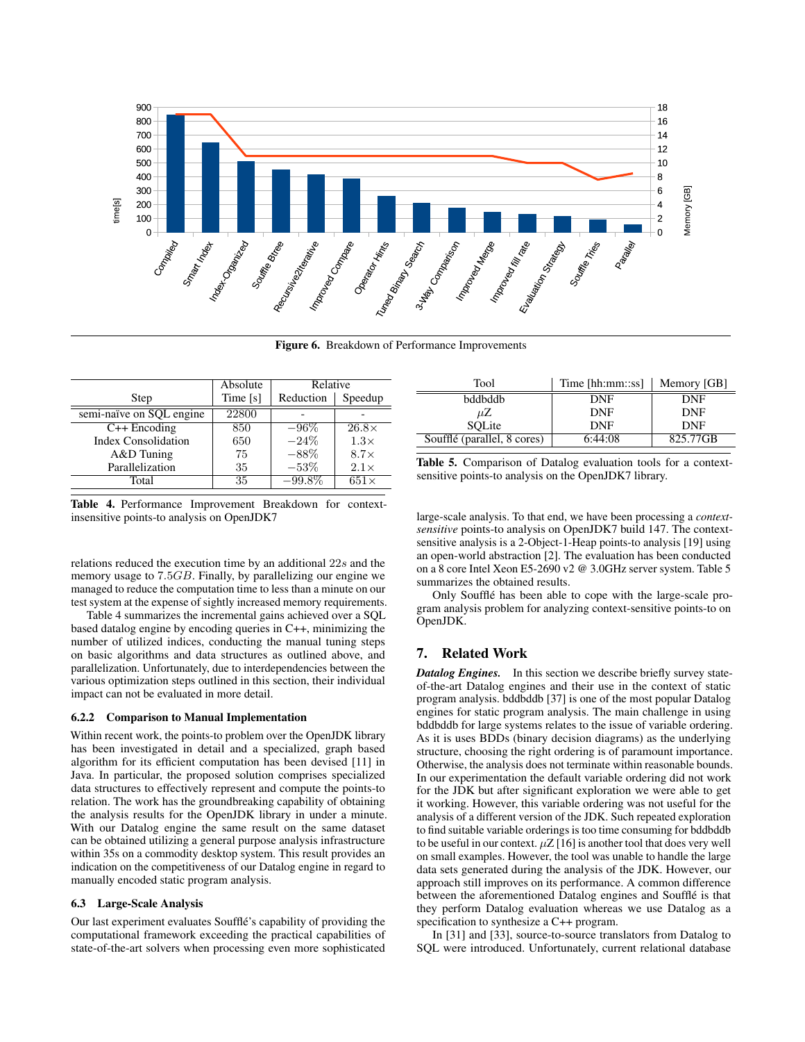**Figure 6.** Breakdown of Performance Improvements

| Step | Absolute Time [s] | Relative Reduction | Relative Speedup |
|---|---|---|---|
| semi-naïve on SQL engine | 22800 | - | - |
| C++ Encoding | 850 | $-96\%$ | $26.8\times$ |
| Index Consolidation | 650 | $-24\%$ | $1.3\times$ |
| A&D Tuning | 75 | $-88\%$ | $8.7\times$ |
| Parallelization | 35 | $-53\%$ | $2.1\times$ |
| Total | 35 | $-99.8\%$ | $651\times$ |

**Table 4.** Performance Improvement Breakdown for context-insensitive points-to analysis on OpenJDK7

relations reduced the execution time by an additional $22s$ and the memory usage to $7.5GB$. Finally, by parallelizing our engine we managed to reduce the computation time to less than a minute on our test system at the expense of sightly increased memory requirements.

Table 4 summarizes the incremental gains achieved over a SQL based datalog engine by encoding queries in C++, minimizing the number of utilized indices, conducting the manual tuning steps on basic algorithms and data structures as outlined above, and parallelization. Unfortunately, due to interdependencies between the various optimization steps outlined in this section, their individual impact can not be evaluated in more detail.

#### 6.2.2 Comparison to Manual Implementation

Within recent work, the points-to problem over the OpenJDK library has been investigated in detail and a specialized, graph based algorithm for its efficient computation has been devised [11] in Java. In particular, the proposed solution comprises specialized data structures to effectively represent and compute the points-to relation. The work has the groundbreaking capability of obtaining the analysis results for the OpenJDK library in under a minute. With our Datalog engine the same result on the same dataset can be obtained utilizing a general purpose analysis infrastructure within 35s on a commodity desktop system. This result provides an indication on the competitiveness of our Datalog engine in regard to manually encoded static program analysis.

### 6.3 Large-Scale Analysis

Our last experiment evaluates Soufflé's capability of providing the computational framework exceeding the practical capabilities of state-of-the-art solvers when processing even more sophisticated large-scale analysis. To that end, we have been processing a *context-sensitive* points-to analysis on OpenJDK7 build 147. The context-sensitive analysis is a 2-Object-1-Heap points-to analysis [19] using an open-world abstraction [2]. The evaluation has been conducted on a 8 core Intel Xeon E5-2690 v2 @ 3.0GHz server system. Table 5 summarizes the obtained results.

| Tool | Time [hh:mm::ss] | Memory [GB] |
|---|---|---|
| bddbddb | DNF | DNF |
| $\mu$Z | DNF | DNF |
| SQLite | DNF | DNF |
| Soufflé (parallel, 8 cores) | 6:44:08 | 825.77GB |

**Table 5.** Comparison of Datalog evaluation tools for a context-sensitive points-to analysis on the OpenJDK7 library.

Only Soufflé has been able to cope with the large-scale program analysis problem for analyzing context-sensitive points-to on OpenJDK.

## 7. Related Work

***Datalog Engines.*** In this section we describe briefly survey state-of-the-art Datalog engines and their use in the context of static program analysis. bddbddb [37] is one of the most popular Datalog engines for static program analysis. The main challenge in using bddbddb for large systems relates to the issue of variable ordering. As it is uses BDDs (binary decision diagrams) as the underlying structure, choosing the right ordering is of paramount importance. Otherwise, the analysis does not terminate within reasonable bounds. In our experimentation the default variable ordering did not work for the JDK but after significant exploration we were able to get it working. However, this variable ordering was not useful for the analysis of a different version of the JDK. Such repeated exploration to find suitable variable orderings is too time consuming for bddbddb to be useful in our context. $\mu$Z [16] is another tool that does very well on small examples. However, the tool was unable to handle the large data sets generated during the analysis of the JDK. However, our approach still improves on its performance. A common difference between the aforementioned Datalog engines and Soufflé is that they perform Datalog evaluation whereas we use Datalog as a specification to synthesize a C++ program.

In [31] and [33], source-to-source translators from Datalog to SQL were introduced. Unfortunately, current relational database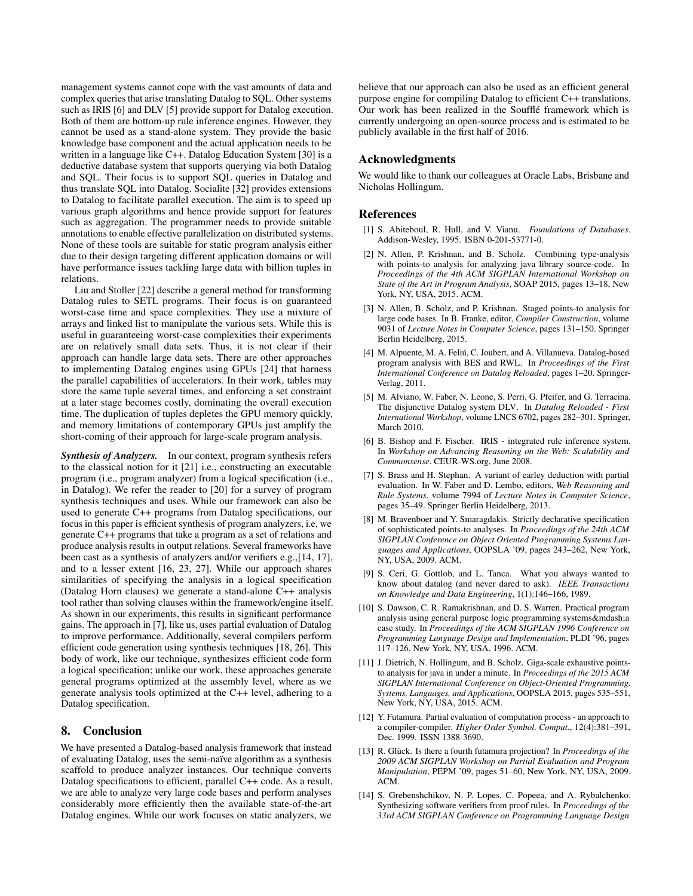management systems cannot cope with the vast amounts of data and complex queries that arise translating Datalog to SQL. Other systems such as IRIS [6] and DLV [5] provide support for Datalog execution. Both of them are bottom-up rule inference engines. However, they cannot be used as a stand-alone system. They provide the basic knowledge base component and the actual application needs to be written in a language like C++. Datalog Education System [30] is a deductive database system that supports querying via both Datalog and SQL. Their focus is to support SQL queries in Datalog and thus translate SQL into Datalog. Socialite [32] provides extensions to Datalog to facilitate parallel execution. The aim is to speed up various graph algorithms and hence provide support for features such as aggregation. The programmer needs to provide suitable annotations to enable effective parallelization on distributed systems. None of these tools are suitable for static program analysis either due to their design targeting different application domains or will have performance issues tackling large data with billion tuples in relations.

Liu and Stoller [22] describe a general method for transforming Datalog rules to SETL programs. Their focus is on guaranteed worst-case time and space complexities. They use a mixture of arrays and linked list to manipulate the various sets. While this is useful in guaranteeing worst-case complexities their experiments are on relatively small data sets. Thus, it is not clear if their approach can handle large data sets. There are other approaches to implementing Datalog engines using GPUs [24] that harness the parallel capabilities of accelerators. In their work, tables may store the same tuple several times, and enforcing a set constraint at a later stage becomes costly, dominating the overall execution time. The duplication of tuples depletes the GPU memory quickly, and memory limitations of contemporary GPUs just amplify the short-coming of their approach for large-scale program analysis.

***Synthesis of Analyzers.*** In our context, program synthesis refers to the classical notion for it [21] i.e., constructing an executable program (i.e., program analyzer) from a logical specification (i.e., in Datalog). We refer the reader to [20] for a survey of program synthesis techniques and uses. While our framework can also be used to generate C++ programs from Datalog specifications, our focus in this paper is efficient synthesis of program analyzers, i.e, we generate C++ programs that take a program as a set of relations and produce analysis results in output relations. Several frameworks have been cast as a synthesis of analyzers and/or verifiers e.g.,[14, 17], and to a lesser extent [16, 23, 27]. While our approach shares similarities of specifying the analysis in a logical specification (Datalog Horn clauses) we generate a stand-alone C++ analysis tool rather than solving clauses within the framework/engine itself. As shown in our experiments, this results in significant performance gains. The approach in [7], like us, uses partial evaluation of Datalog to improve performance. Additionally, several compilers perform efficient code generation using synthesis techniques [18, 26]. This body of work, like our technique, synthesizes efficient code form a logical specification; unlike our work, these approaches generate general programs optimized at the assembly level, where as we generate analysis tools optimized at the C++ level, adhering to a Datalog specification.

## 8. Conclusion

We have presented a Datalog-based analysis framework that instead of evaluating Datalog, uses the semi-naïve algorithm as a synthesis scaffold to produce analyzer instances. Our technique converts Datalog specifications to efficient, parallel C++ code. As a result, we are able to analyze very large code bases and perform analyses considerably more efficiently then the available state-of-the-art Datalog engines. While our work focuses on static analyzers, we believe that our approach can also be used as an efficient general purpose engine for compiling Datalog to efficient C++ translations. Our work has been realized in the Soufflé framework which is currently undergoing an open-source process and is estimated to be publicly available in the first half of 2016.

## Acknowledgments

We would like to thank our colleagues at Oracle Labs, Brisbane and Nicholas Hollingum.

## References

[1] S. Abiteboul, R. Hull, and V. Vianu. *Foundations of Databases*. Addison-Wesley, 1995. ISBN 0-201-53771-0.

[2] N. Allen, P. Krishnan, and B. Scholz. Combining type-analysis with points-to analysis for analyzing java library source-code. In *Proceedings of the 4th ACM SIGPLAN International Workshop on State of the Art in Program Analysis*, SOAP 2015, pages 13–18, New York, NY, USA, 2015. ACM.

[3] N. Allen, B. Scholz, and P. Krishnan. Staged points-to analysis for large code bases. In B. Franke, editor, *Compiler Construction*, volume 9031 of *Lecture Notes in Computer Science*, pages 131–150. Springer Berlin Heidelberg, 2015.

[4] M. Alpuente, M. A. Feliú, C. Joubert, and A. Villanueva. Datalog-based program analysis with BES and RWL. In *Proceedings of the First International Conference on Datalog Reloaded*, pages 1–20. Springer-Verlag, 2011.

[5] M. Alviano, W. Faber, N. Leone, S. Perri, G. Pfeifer, and G. Terracina. The disjunctive Datalog system DLV. In *Datalog Reloaded - First International Workshop*, volume LNCS 6702, pages 282–301. Springer, March 2010.

[6] B. Bishop and F. Fischer. IRIS - integrated rule inference system. In *Workshop on Advancing Reasoning on the Web: Scalability and Commonsense*. CEUR-WS.org, June 2008.

[7] S. Brass and H. Stephan. A variant of earley deduction with partial evaluation. In W. Faber and D. Lembo, editors, *Web Reasoning and Rule Systems*, volume 7994 of *Lecture Notes in Computer Science*, pages 35–49. Springer Berlin Heidelberg, 2013.

[8] M. Bravenboer and Y. Smaragdakis. Strictly declarative specification of sophisticated points-to analyses. In *Proceedings of the 24th ACM SIGPLAN Conference on Object Oriented Programming Systems Languages and Applications*, OOPSLA '09, pages 243–262, New York, NY, USA, 2009. ACM.

[9] S. Ceri, G. Gottlob, and L. Tanca. What you always wanted to know about datalog (and never dared to ask). *IEEE Transactions on Knowledge and Data Engineering*, 1(1):146–166, 1989.

[10] S. Dawson, C. R. Ramakrishnan, and D. S. Warren. Practical program analysis using general purpose logic programming systems&mdash;a case study. In *Proceedings of the ACM SIGPLAN 1996 Conference on Programming Language Design and Implementation*, PLDI '96, pages 117–126, New York, NY, USA, 1996. ACM.

[11] J. Dietrich, N. Hollingum, and B. Scholz. Giga-scale exhaustive points-to analysis for java in under a minute. In *Proceedings of the 2015 ACM SIGPLAN International Conference on Object-Oriented Programming, Systems, Languages, and Applications*, OOPSLA 2015, pages 535–551, New York, NY, USA, 2015. ACM.

[12] Y. Futamura. Partial evaluation of computation process - an approach to a compiler-compiler. *Higher Order Symbol. Comput.*, 12(4):381–391, Dec. 1999. ISSN 1388-3690.

[13] R. Glück. Is there a fourth futamura projection? In *Proceedings of the 2009 ACM SIGPLAN Workshop on Partial Evaluation and Program Manipulation*, PEPM '09, pages 51–60, New York, NY, USA, 2009. ACM.

[14] S. Grebenshchikov, N. P. Lopes, C. Popeea, and A. Rybalchenko. Synthesizing software verifiers from proof rules. In *Proceedings of the 33rd ACM SIGPLAN Conference on Programming Language Design*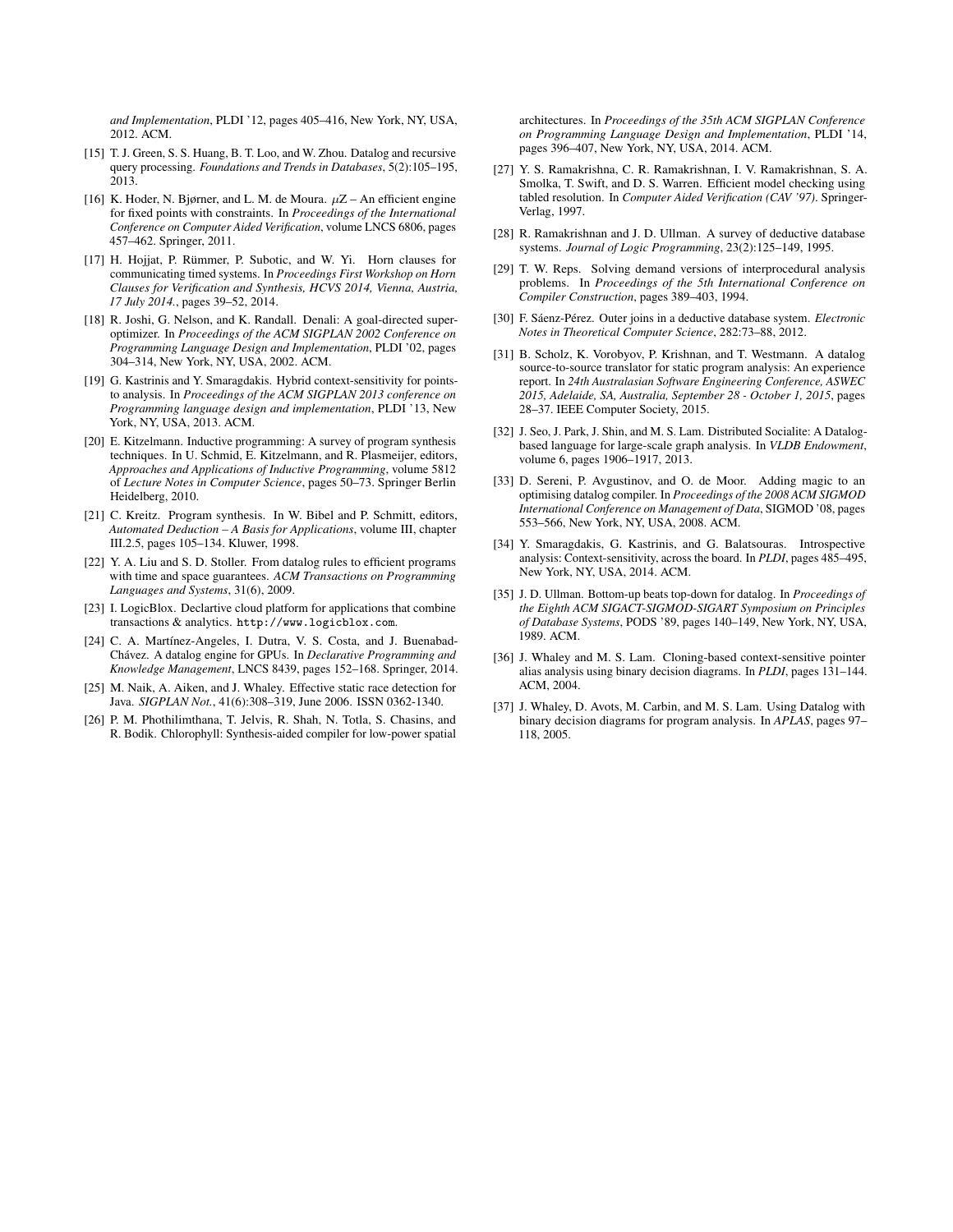*and Implementation*, PLDI '12, pages 405–416, New York, NY, USA, 2012. ACM.

[15] T. J. Green, S. S. Huang, B. T. Loo, and W. Zhou. Datalog and recursive query processing. *Foundations and Trends in Databases*, 5(2):105–195, 2013.

[16] K. Hoder, N. Bjørner, and L. M. de Moura. $\mu$Z – An efficient engine for fixed points with constraints. In *Proceedings of the International Conference on Computer Aided Verification*, volume LNCS 6806, pages 457–462. Springer, 2011.

[17] H. Hojjat, P. Rümmer, P. Subotic, and W. Yi. Horn clauses for communicating timed systems. In *Proceedings First Workshop on Horn Clauses for Verification and Synthesis, HCVS 2014, Vienna, Austria, 17 July 2014.*, pages 39–52, 2014.

[18] R. Joshi, G. Nelson, and K. Randall. Denali: A goal-directed superoptimizer. In *Proceedings of the ACM SIGPLAN 2002 Conference on Programming Language Design and Implementation*, PLDI '02, pages 304–314, New York, NY, USA, 2002. ACM.

[19] G. Kastrinis and Y. Smaragdakis. Hybrid context-sensitivity for points-to analysis. In *Proceedings of the ACM SIGPLAN 2013 conference on Programming language design and implementation*, PLDI '13, New York, NY, USA, 2013. ACM.

[20] E. Kitzelmann. Inductive programming: A survey of program synthesis techniques. In U. Schmid, E. Kitzelmann, and R. Plasmeijer, editors, *Approaches and Applications of Inductive Programming*, volume 5812 of *Lecture Notes in Computer Science*, pages 50–73. Springer Berlin Heidelberg, 2010.

[21] C. Kreitz. Program synthesis. In W. Bibel and P. Schmitt, editors, *Automated Deduction – A Basis for Applications*, volume III, chapter III.2.5, pages 105–134. Kluwer, 1998.

[22] Y. A. Liu and S. D. Stoller. From datalog rules to efficient programs with time and space guarantees. *ACM Transactions on Programming Languages and Systems*, 31(6), 2009.

[23] I. LogicBlox. Declartive cloud platform for applications that combine transactions & analytics. `http://www.logicblox.com`.

[24] C. A. Martínez-Angeles, I. Dutra, V. S. Costa, and J. Buenabad-Chávez. A datalog engine for GPUs. In *Declarative Programming and Knowledge Management*, LNCS 8439, pages 152–168. Springer, 2014.

[25] M. Naik, A. Aiken, and J. Whaley. Effective static race detection for Java. *SIGPLAN Not.*, 41(6):308–319, June 2006. ISSN 0362-1340.

[26] P. M. Phothilimthana, T. Jelvis, R. Shah, N. Totla, S. Chasins, and R. Bodik. Chlorophyll: Synthesis-aided compiler for low-power spatial architectures. In *Proceedings of the 35th ACM SIGPLAN Conference on Programming Language Design and Implementation*, PLDI '14, pages 396–407, New York, NY, USA, 2014. ACM.

[27] Y. S. Ramakrishna, C. R. Ramakrishnan, I. V. Ramakrishnan, S. A. Smolka, T. Swift, and D. S. Warren. Efficient model checking using tabled resolution. In *Computer Aided Verification (CAV '97)*. Springer-Verlag, 1997.

[28] R. Ramakrishnan and J. D. Ullman. A survey of deductive database systems. *Journal of Logic Programming*, 23(2):125–149, 1995.

[29] T. W. Reps. Solving demand versions of interprocedural analysis problems. In *Proceedings of the 5th International Conference on Compiler Construction*, pages 389–403, 1994.

[30] F. Sáenz-Pérez. Outer joins in a deductive database system. *Electronic Notes in Theoretical Computer Science*, 282:73–88, 2012.

[31] B. Scholz, K. Vorobyov, P. Krishnan, and T. Westmann. A datalog source-to-source translator for static program analysis: An experience report. In *24th Australasian Software Engineering Conference, ASWEC 2015, Adelaide, SA, Australia, September 28 - October 1, 2015*, pages 28–37. IEEE Computer Society, 2015.

[32] J. Seo, J. Park, J. Shin, and M. S. Lam. Distributed Socialite: A Datalog-based language for large-scale graph analysis. In *VLDB Endowment*, volume 6, pages 1906–1917, 2013.

[33] D. Sereni, P. Avgustinov, and O. de Moor. Adding magic to an optimising datalog compiler. In *Proceedings of the 2008 ACM SIGMOD International Conference on Management of Data*, SIGMOD '08, pages 553–566, New York, NY, USA, 2008. ACM.

[34] Y. Smaragdakis, G. Kastrinis, and G. Balatsouras. Introspective analysis: Context-sensitivity, across the board. In *PLDI*, pages 485–495, New York, NY, USA, 2014. ACM.

[35] J. D. Ullman. Bottom-up beats top-down for datalog. In *Proceedings of the Eighth ACM SIGACT-SIGMOD-SIGART Symposium on Principles of Database Systems*, PODS '89, pages 140–149, New York, NY, USA, 1989. ACM.

[36] J. Whaley and M. S. Lam. Cloning-based context-sensitive pointer alias analysis using binary decision diagrams. In *PLDI*, pages 131–144. ACM, 2004.

[37] J. Whaley, D. Avots, M. Carbin, and M. S. Lam. Using Datalog with binary decision diagrams for program analysis. In *APLAS*, pages 97–118, 2005.